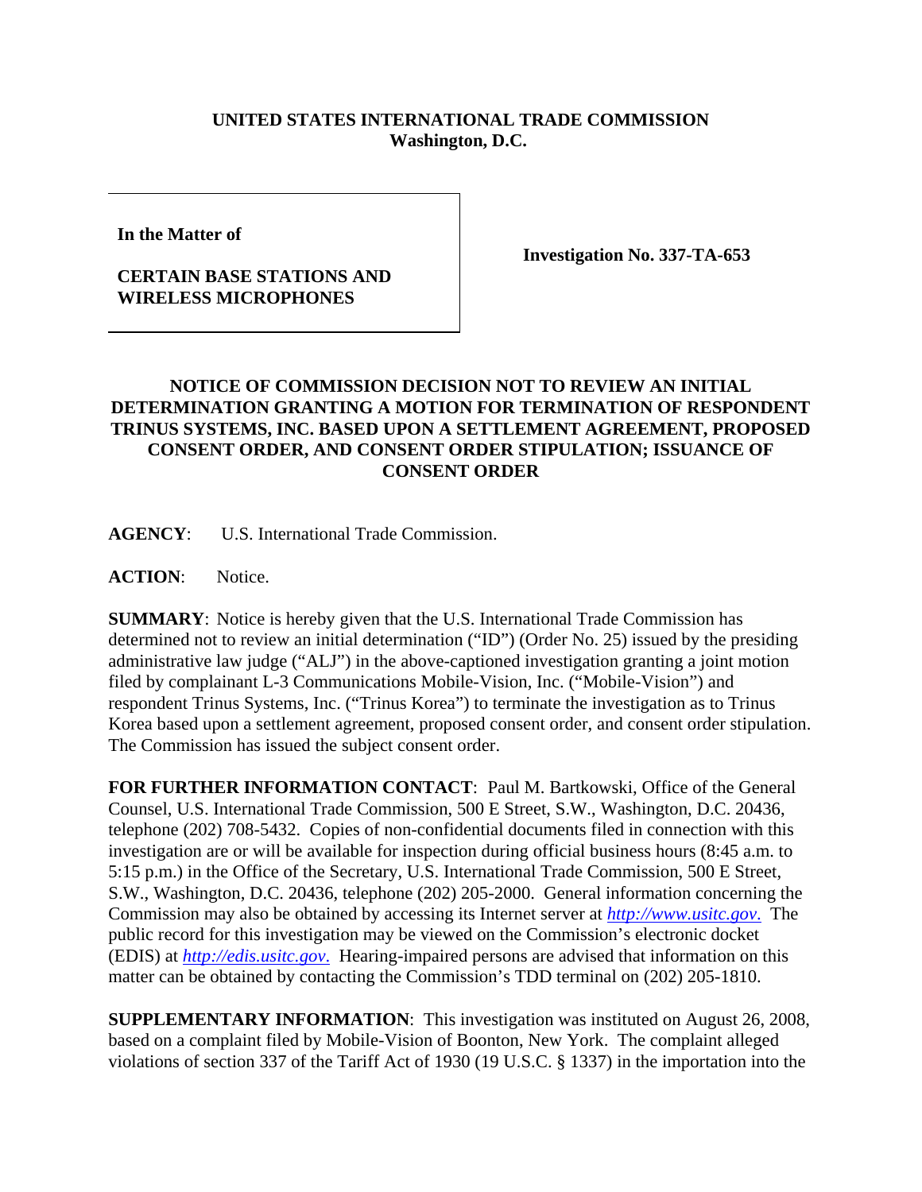**UNITED STATES INTERNATIONAL TRADE COMMISSION**
**Washington, D.C.**

| | |
|---|---|
| **In the Matter of**<br><br>**CERTAIN BASE STATIONS AND WIRELESS MICROPHONES** | **Investigation No. 337-TA-653** |

**NOTICE OF COMMISSION DECISION NOT TO REVIEW AN INITIAL DETERMINATION GRANTING A MOTION FOR TERMINATION OF RESPONDENT TRINUS SYSTEMS, INC. BASED UPON A SETTLEMENT AGREEMENT, PROPOSED CONSENT ORDER, AND CONSENT ORDER STIPULATION; ISSUANCE OF CONSENT ORDER**

**AGENCY**: U.S. International Trade Commission.

**ACTION**: Notice.

**SUMMARY**: Notice is hereby given that the U.S. International Trade Commission has determined not to review an initial determination ("ID") (Order No. 25) issued by the presiding administrative law judge ("ALJ") in the above-captioned investigation granting a joint motion filed by complainant L-3 Communications Mobile-Vision, Inc. ("Mobile-Vision") and respondent Trinus Systems, Inc. ("Trinus Korea") to terminate the investigation as to Trinus Korea based upon a settlement agreement, proposed consent order, and consent order stipulation. The Commission has issued the subject consent order.

**FOR FURTHER INFORMATION CONTACT**: Paul M. Bartkowski, Office of the General Counsel, U.S. International Trade Commission, 500 E Street, S.W., Washington, D.C. 20436, telephone (202) 708-5432. Copies of non-confidential documents filed in connection with this investigation are or will be available for inspection during official business hours (8:45 a.m. to 5:15 p.m.) in the Office of the Secretary, U.S. International Trade Commission, 500 E Street, S.W., Washington, D.C. 20436, telephone (202) 205-2000. General information concerning the Commission may also be obtained by accessing its Internet server at *http://www.usitc.gov*. The public record for this investigation may be viewed on the Commission's electronic docket (EDIS) at *http://edis.usitc.gov*. Hearing-impaired persons are advised that information on this matter can be obtained by contacting the Commission's TDD terminal on (202) 205-1810.

**SUPPLEMENTARY INFORMATION**: This investigation was instituted on August 26, 2008, based on a complaint filed by Mobile-Vision of Boonton, New York. The complaint alleged violations of section 337 of the Tariff Act of 1930 (19 U.S.C. § 1337) in the importation into the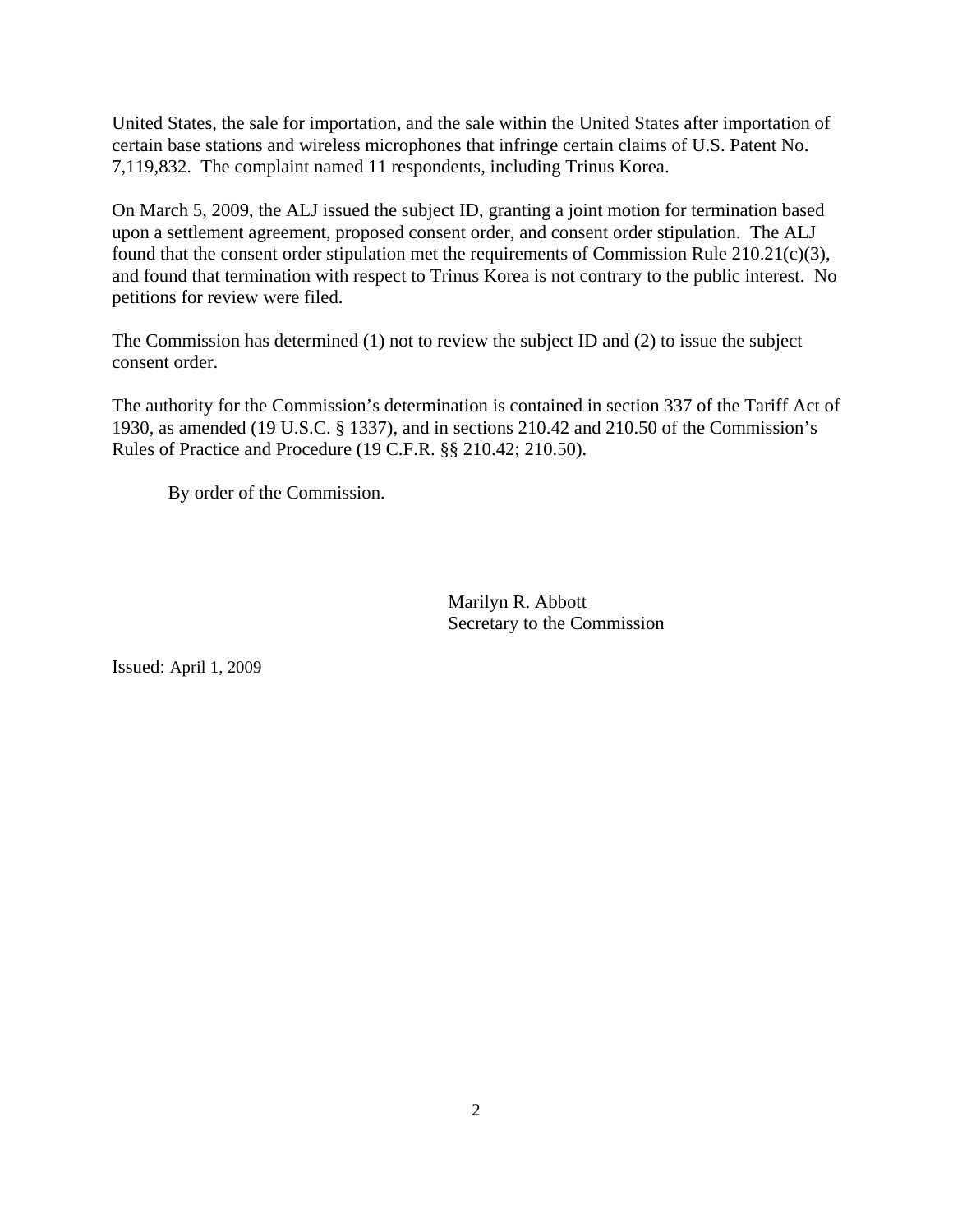United States, the sale for importation, and the sale within the United States after importation of certain base stations and wireless microphones that infringe certain claims of U.S. Patent No. 7,119,832. The complaint named 11 respondents, including Trinus Korea.

On March 5, 2009, the ALJ issued the subject ID, granting a joint motion for termination based upon a settlement agreement, proposed consent order, and consent order stipulation. The ALJ found that the consent order stipulation met the requirements of Commission Rule 210.21(c)(3), and found that termination with respect to Trinus Korea is not contrary to the public interest. No petitions for review were filed.

The Commission has determined (1) not to review the subject ID and (2) to issue the subject consent order.

The authority for the Commission's determination is contained in section 337 of the Tariff Act of 1930, as amended (19 U.S.C. § 1337), and in sections 210.42 and 210.50 of the Commission's Rules of Practice and Procedure (19 C.F.R. §§ 210.42; 210.50).

By order of the Commission.

Marilyn R. Abbott
Secretary to the Commission

Issued: April 1, 2009